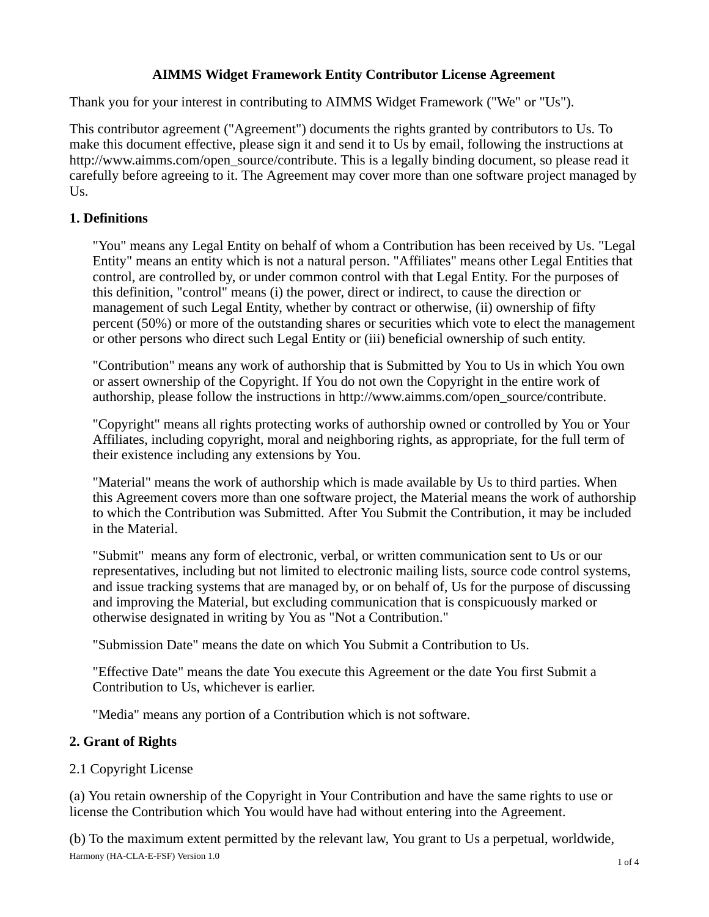# AIMMS Widget Framework Entity Contributor License Agreement

Thank you for your interest in contributing to AIMMS Widget Framework ("We" or "Us").

This contributor agreement ("Agreement") documents the rights granted by contributors to Us. To make this document effective, please sign it and send it to Us by email, following the instructions at http://www.aimms.com/open_source/contribute. This is a legally binding document, so please read it carefully before agreeing to it. The Agreement may cover more than one software project managed by Us.

## 1. Definitions

"You" means any Legal Entity on behalf of whom a Contribution has been received by Us. "Legal Entity" means an entity which is not a natural person. "Affiliates" means other Legal Entities that control, are controlled by, or under common control with that Legal Entity. For the purposes of this definition, "control" means (i) the power, direct or indirect, to cause the direction or management of such Legal Entity, whether by contract or otherwise, (ii) ownership of fifty percent (50%) or more of the outstanding shares or securities which vote to elect the management or other persons who direct such Legal Entity or (iii) beneficial ownership of such entity.

"Contribution" means any work of authorship that is Submitted by You to Us in which You own or assert ownership of the Copyright. If You do not own the Copyright in the entire work of authorship, please follow the instructions in http://www.aimms.com/open_source/contribute.

"Copyright" means all rights protecting works of authorship owned or controlled by You or Your Affiliates, including copyright, moral and neighboring rights, as appropriate, for the full term of their existence including any extensions by You.

"Material" means the work of authorship which is made available by Us to third parties. When this Agreement covers more than one software project, the Material means the work of authorship to which the Contribution was Submitted. After You Submit the Contribution, it may be included in the Material.

"Submit" means any form of electronic, verbal, or written communication sent to Us or our representatives, including but not limited to electronic mailing lists, source code control systems, and issue tracking systems that are managed by, or on behalf of, Us for the purpose of discussing and improving the Material, but excluding communication that is conspicuously marked or otherwise designated in writing by You as "Not a Contribution."

"Submission Date" means the date on which You Submit a Contribution to Us.

"Effective Date" means the date You execute this Agreement or the date You first Submit a Contribution to Us, whichever is earlier.

"Media" means any portion of a Contribution which is not software.

## 2. Grant of Rights

2.1 Copyright License

(a) You retain ownership of the Copyright in Your Contribution and have the same rights to use or license the Contribution which You would have had without entering into the Agreement.

(b) To the maximum extent permitted by the relevant law, You grant to Us a perpetual, worldwide,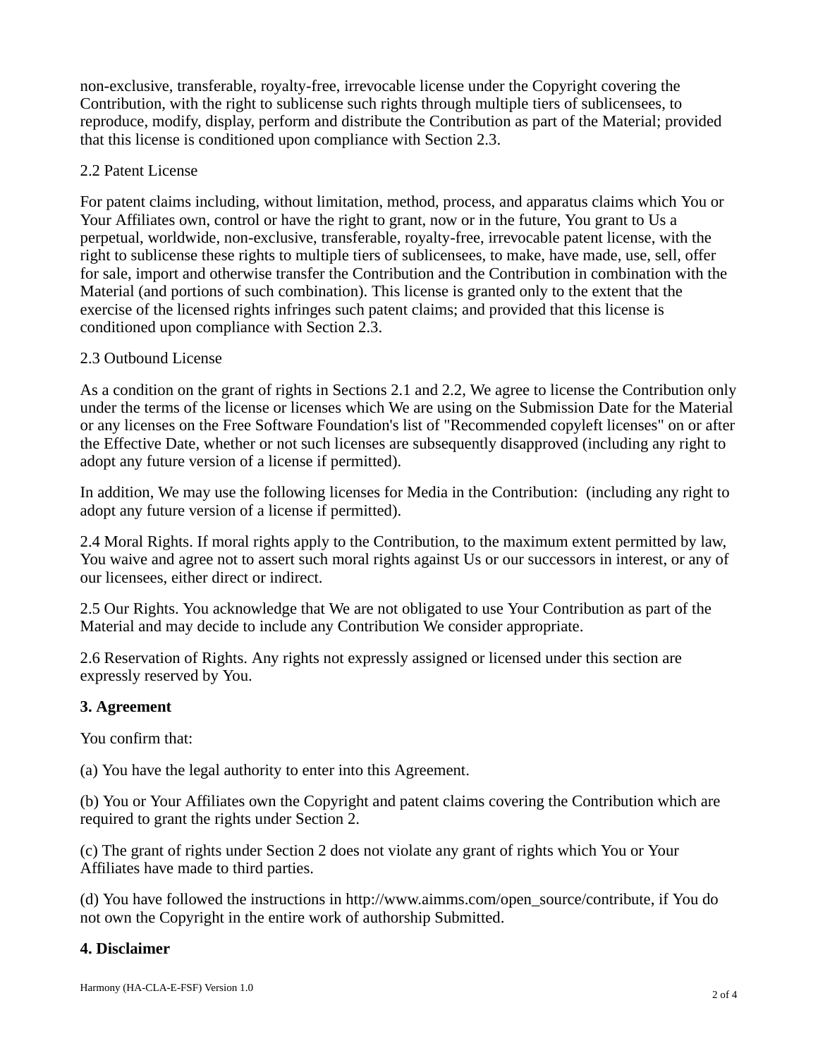non-exclusive, transferable, royalty-free, irrevocable license under the Copyright covering the Contribution, with the right to sublicense such rights through multiple tiers of sublicensees, to reproduce, modify, display, perform and distribute the Contribution as part of the Material; provided that this license is conditioned upon compliance with Section 2.3.

2.2 Patent License

For patent claims including, without limitation, method, process, and apparatus claims which You or Your Affiliates own, control or have the right to grant, now or in the future, You grant to Us a perpetual, worldwide, non-exclusive, transferable, royalty-free, irrevocable patent license, with the right to sublicense these rights to multiple tiers of sublicensees, to make, have made, use, sell, offer for sale, import and otherwise transfer the Contribution and the Contribution in combination with the Material (and portions of such combination). This license is granted only to the extent that the exercise of the licensed rights infringes such patent claims; and provided that this license is conditioned upon compliance with Section 2.3.

2.3 Outbound License

As a condition on the grant of rights in Sections 2.1 and 2.2, We agree to license the Contribution only under the terms of the license or licenses which We are using on the Submission Date for the Material or any licenses on the Free Software Foundation's list of "Recommended copyleft licenses" on or after the Effective Date, whether or not such licenses are subsequently disapproved (including any right to adopt any future version of a license if permitted).

In addition, We may use the following licenses for Media in the Contribution:  (including any right to adopt any future version of a license if permitted).

2.4 Moral Rights. If moral rights apply to the Contribution, to the maximum extent permitted by law, You waive and agree not to assert such moral rights against Us or our successors in interest, or any of our licensees, either direct or indirect.

2.5 Our Rights. You acknowledge that We are not obligated to use Your Contribution as part of the Material and may decide to include any Contribution We consider appropriate.

2.6 Reservation of Rights. Any rights not expressly assigned or licensed under this section are expressly reserved by You.

**3. Agreement**

You confirm that:

(a) You have the legal authority to enter into this Agreement.

(b) You or Your Affiliates own the Copyright and patent claims covering the Contribution which are required to grant the rights under Section 2.

(c) The grant of rights under Section 2 does not violate any grant of rights which You or Your Affiliates have made to third parties.

(d) You have followed the instructions in http://www.aimms.com/open_source/contribute, if You do not own the Copyright in the entire work of authorship Submitted.

**4. Disclaimer**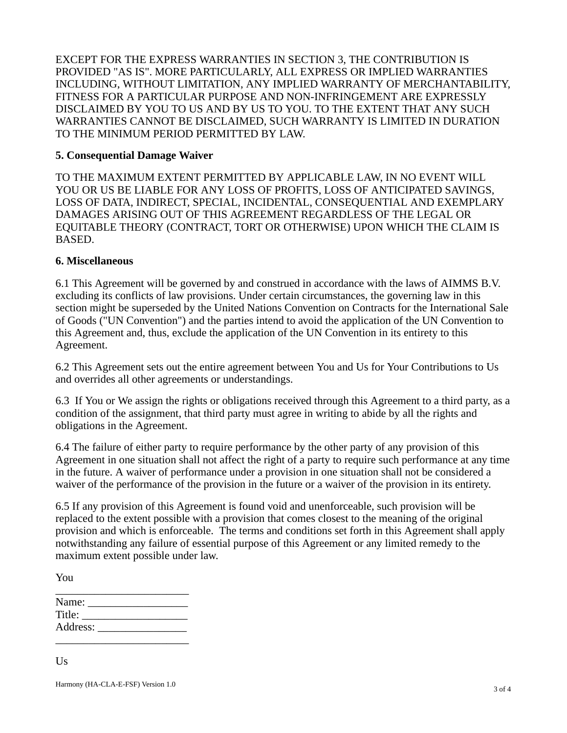EXCEPT FOR THE EXPRESS WARRANTIES IN SECTION 3, THE CONTRIBUTION IS PROVIDED "AS IS". MORE PARTICULARLY, ALL EXPRESS OR IMPLIED WARRANTIES INCLUDING, WITHOUT LIMITATION, ANY IMPLIED WARRANTY OF MERCHANTABILITY, FITNESS FOR A PARTICULAR PURPOSE AND NON-INFRINGEMENT ARE EXPRESSLY DISCLAIMED BY YOU TO US AND BY US TO YOU. TO THE EXTENT THAT ANY SUCH WARRANTIES CANNOT BE DISCLAIMED, SUCH WARRANTY IS LIMITED IN DURATION TO THE MINIMUM PERIOD PERMITTED BY LAW.

**5. Consequential Damage Waiver**

TO THE MAXIMUM EXTENT PERMITTED BY APPLICABLE LAW, IN NO EVENT WILL YOU OR US BE LIABLE FOR ANY LOSS OF PROFITS, LOSS OF ANTICIPATED SAVINGS, LOSS OF DATA, INDIRECT, SPECIAL, INCIDENTAL, CONSEQUENTIAL AND EXEMPLARY DAMAGES ARISING OUT OF THIS AGREEMENT REGARDLESS OF THE LEGAL OR EQUITABLE THEORY (CONTRACT, TORT OR OTHERWISE) UPON WHICH THE CLAIM IS BASED.

**6. Miscellaneous**

6.1 This Agreement will be governed by and construed in accordance with the laws of AIMMS B.V. excluding its conflicts of law provisions. Under certain circumstances, the governing law in this section might be superseded by the United Nations Convention on Contracts for the International Sale of Goods ("UN Convention") and the parties intend to avoid the application of the UN Convention to this Agreement and, thus, exclude the application of the UN Convention in its entirety to this Agreement.

6.2 This Agreement sets out the entire agreement between You and Us for Your Contributions to Us and overrides all other agreements or understandings.

6.3 If You or We assign the rights or obligations received through this Agreement to a third party, as a condition of the assignment, that third party must agree in writing to abide by all the rights and obligations in the Agreement.

6.4 The failure of either party to require performance by the other party of any provision of this Agreement in one situation shall not affect the right of a party to require such performance at any time in the future. A waiver of performance under a provision in one situation shall not be considered a waiver of the performance of the provision in the future or a waiver of the provision in its entirety.

6.5 If any provision of this Agreement is found void and unenforceable, such provision will be replaced to the extent possible with a provision that comes closest to the meaning of the original provision and which is enforceable. The terms and conditions set forth in this Agreement shall apply notwithstanding any failure of essential purpose of this Agreement or any limited remedy to the maximum extent possible under law.

You

________________________
Name: _________________
Title: __________________
Address: ________________
________________________

Us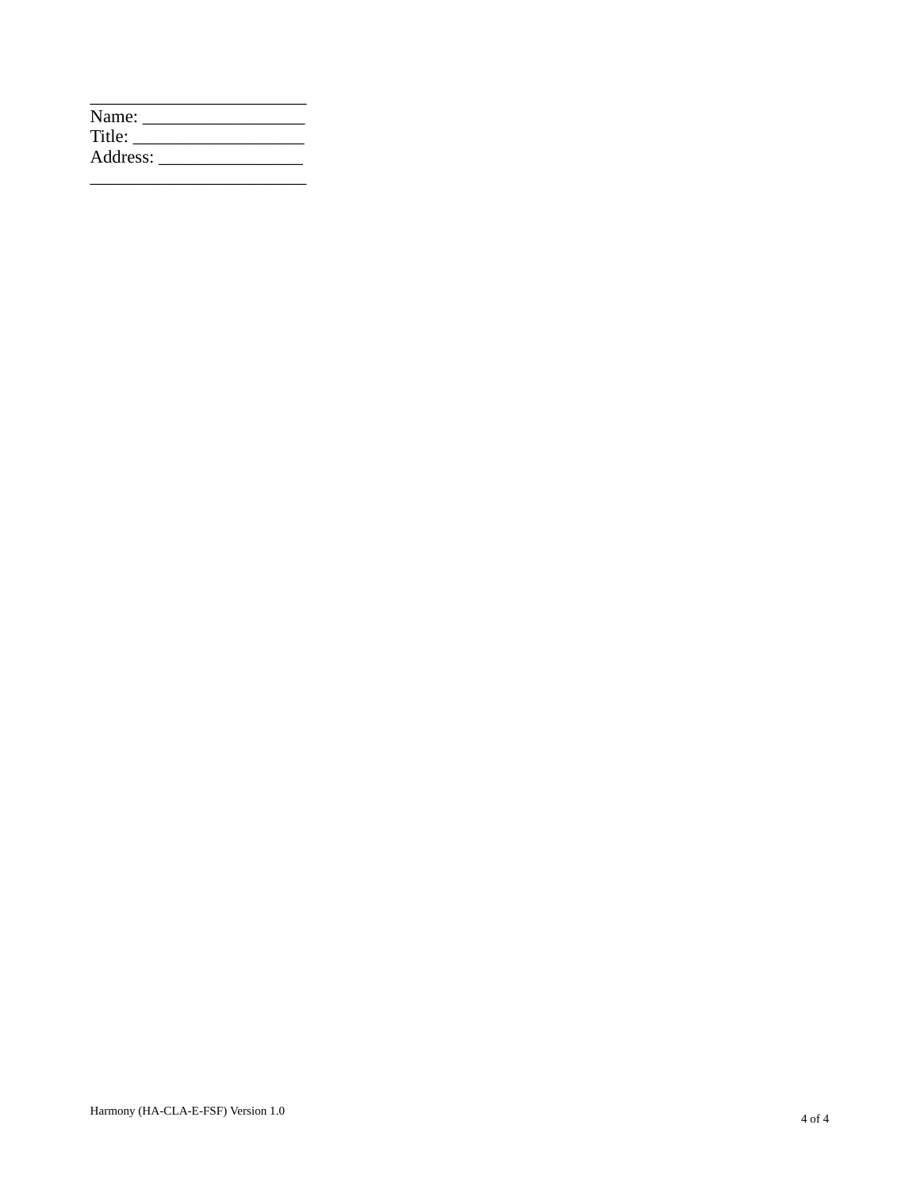________________________
Name: _________________
Title: __________________
Address: _______________
________________________